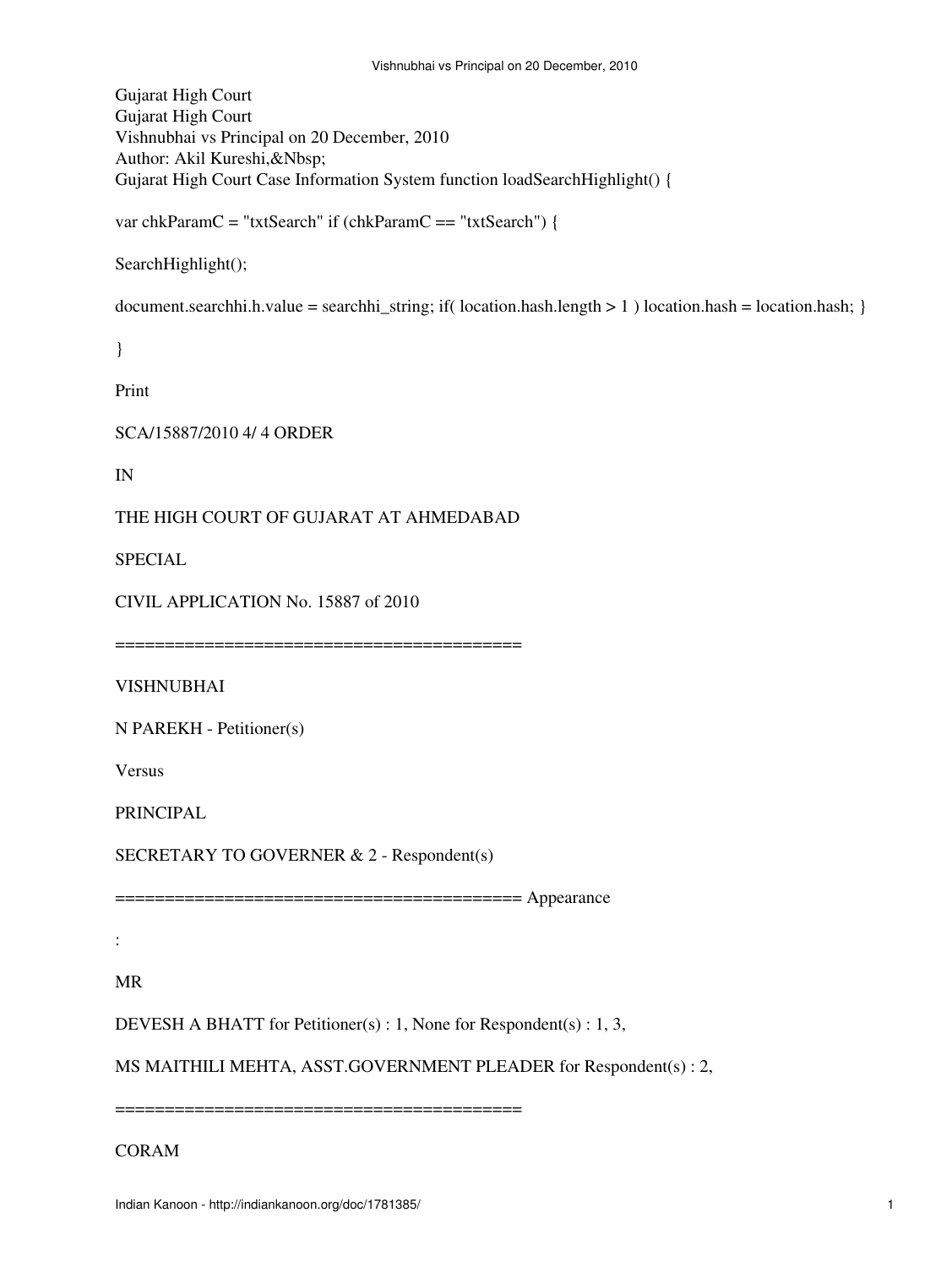Gujarat High Court
Gujarat High Court
Vishnubhai vs Principal on 20 December, 2010
Author: Akil Kureshi,&Nbsp;
Gujarat High Court Case Information System function loadSearchHighlight() {

var chkParamC = "txtSearch" if (chkParamC == "txtSearch") {

SearchHighlight();

document.searchhi.h.value = searchhi_string; if( location.hash.length > 1 ) location.hash = location.hash; }

}

Print

SCA/15887/2010 4/ 4 ORDER

IN

THE HIGH COURT OF GUJARAT AT AHMEDABAD

SPECIAL

CIVIL APPLICATION No. 15887 of 2010

=========================================

VISHNUBHAI

N PAREKH - Petitioner(s)

Versus

PRINCIPAL

SECRETARY TO GOVERNER & 2 - Respondent(s)

========================================= Appearance

:

MR

DEVESH A BHATT for Petitioner(s) : 1, None for Respondent(s) : 1, 3,

MS MAITHILI MEHTA, ASST.GOVERNMENT PLEADER for Respondent(s) : 2,

=========================================

CORAM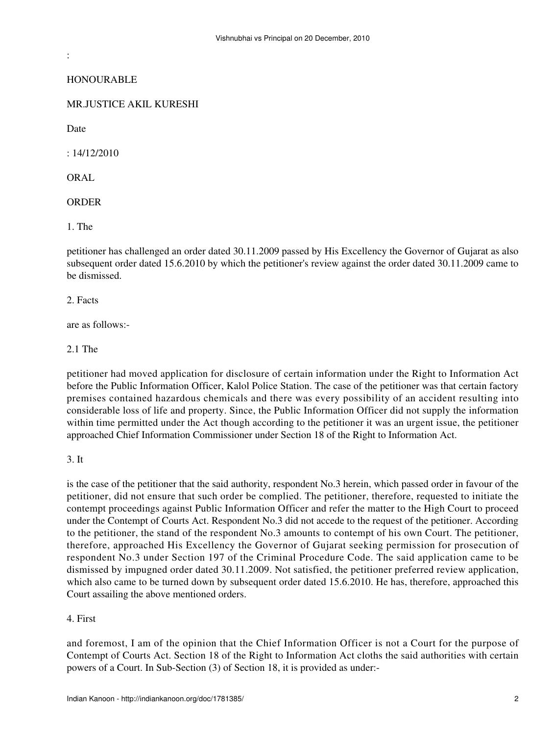:

HONOURABLE

MR.JUSTICE AKIL KURESHI

Date

: 14/12/2010

ORAL

ORDER

1. The

petitioner has challenged an order dated 30.11.2009 passed by His Excellency the Governor of Gujarat as also subsequent order dated 15.6.2010 by which the petitioner's review against the order dated 30.11.2009 came to be dismissed.

2. Facts

are as follows:-

2.1 The

petitioner had moved application for disclosure of certain information under the Right to Information Act before the Public Information Officer, Kalol Police Station. The case of the petitioner was that certain factory premises contained hazardous chemicals and there was every possibility of an accident resulting into considerable loss of life and property. Since, the Public Information Officer did not supply the information within time permitted under the Act though according to the petitioner it was an urgent issue, the petitioner approached Chief Information Commissioner under Section 18 of the Right to Information Act.

3. It

is the case of the petitioner that the said authority, respondent No.3 herein, which passed order in favour of the petitioner, did not ensure that such order be complied. The petitioner, therefore, requested to initiate the contempt proceedings against Public Information Officer and refer the matter to the High Court to proceed under the Contempt of Courts Act. Respondent No.3 did not accede to the request of the petitioner. According to the petitioner, the stand of the respondent No.3 amounts to contempt of his own Court. The petitioner, therefore, approached His Excellency the Governor of Gujarat seeking permission for prosecution of respondent No.3 under Section 197 of the Criminal Procedure Code. The said application came to be dismissed by impugned order dated 30.11.2009. Not satisfied, the petitioner preferred review application, which also came to be turned down by subsequent order dated 15.6.2010. He has, therefore, approached this Court assailing the above mentioned orders.

4. First

and foremost, I am of the opinion that the Chief Information Officer is not a Court for the purpose of Contempt of Courts Act. Section 18 of the Right to Information Act cloths the said authorities with certain powers of a Court. In Sub-Section (3) of Section 18, it is provided as under:-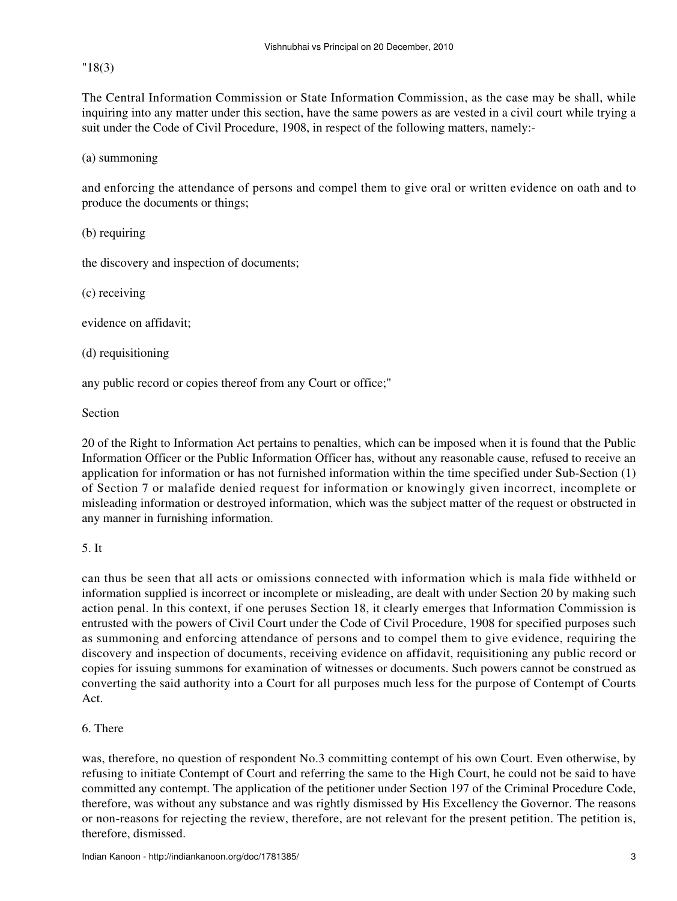"18(3)

The Central Information Commission or State Information Commission, as the case may be shall, while inquiring into any matter under this section, have the same powers as are vested in a civil court while trying a suit under the Code of Civil Procedure, 1908, in respect of the following matters, namely:-

(a) summoning

and enforcing the attendance of persons and compel them to give oral or written evidence on oath and to produce the documents or things;

(b) requiring

the discovery and inspection of documents;

(c) receiving

evidence on affidavit;

(d) requisitioning

any public record or copies thereof from any Court or office;"

Section

20 of the Right to Information Act pertains to penalties, which can be imposed when it is found that the Public Information Officer or the Public Information Officer has, without any reasonable cause, refused to receive an application for information or has not furnished information within the time specified under Sub-Section (1) of Section 7 or malafide denied request for information or knowingly given incorrect, incomplete or misleading information or destroyed information, which was the subject matter of the request or obstructed in any manner in furnishing information.

5. It

can thus be seen that all acts or omissions connected with information which is mala fide withheld or information supplied is incorrect or incomplete or misleading, are dealt with under Section 20 by making such action penal. In this context, if one peruses Section 18, it clearly emerges that Information Commission is entrusted with the powers of Civil Court under the Code of Civil Procedure, 1908 for specified purposes such as summoning and enforcing attendance of persons and to compel them to give evidence, requiring the discovery and inspection of documents, receiving evidence on affidavit, requisitioning any public record or copies for issuing summons for examination of witnesses or documents. Such powers cannot be construed as converting the said authority into a Court for all purposes much less for the purpose of Contempt of Courts Act.

6. There

was, therefore, no question of respondent No.3 committing contempt of his own Court. Even otherwise, by refusing to initiate Contempt of Court and referring the same to the High Court, he could not be said to have committed any contempt. The application of the petitioner under Section 197 of the Criminal Procedure Code, therefore, was without any substance and was rightly dismissed by His Excellency the Governor. The reasons or non-reasons for rejecting the review, therefore, are not relevant for the present petition. The petition is, therefore, dismissed.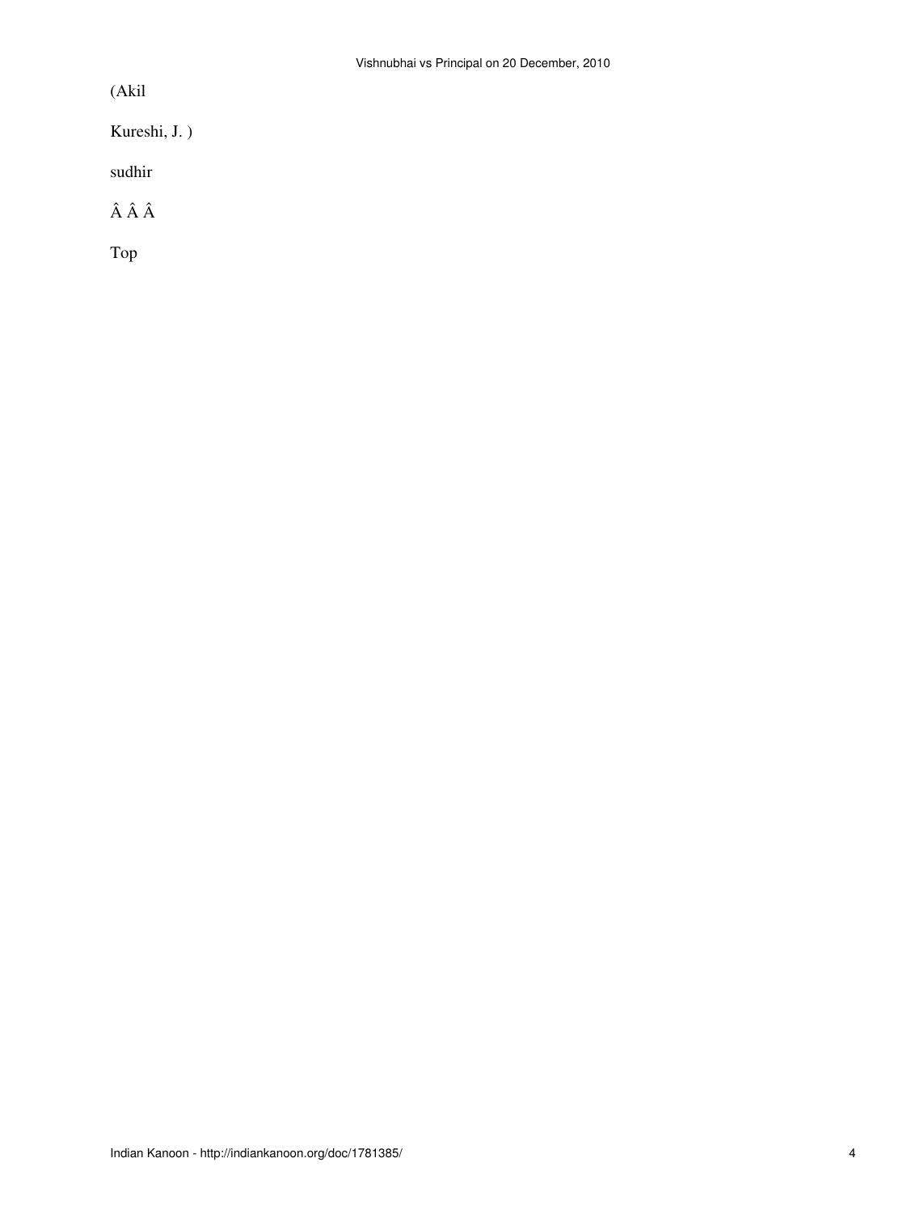(Akil

Kureshi, J. )

sudhir

Â Â Â

Top